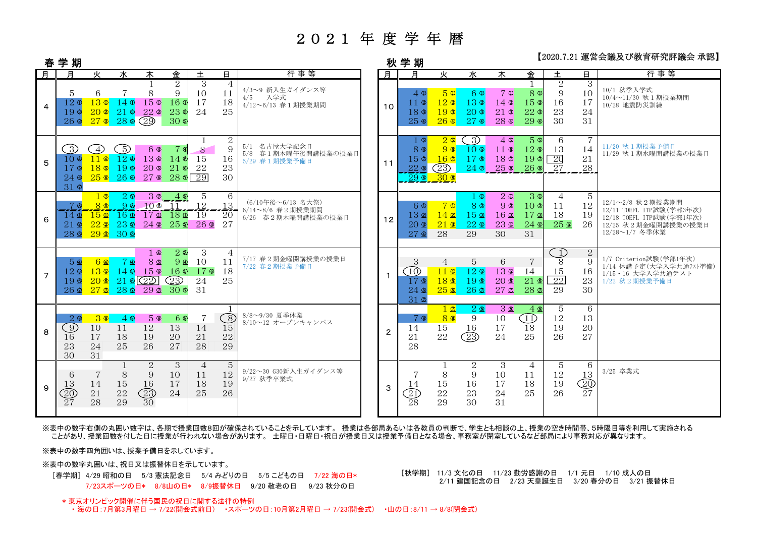# ２０２１ 年 度 学 年 暦

【2020.7.21 運営会議及び教育研究評議会 承認】

## 春学期

| 月 | 月 | 火 | 水 | 木 | 金 | 土 | 日 | 行事等 |
|---|---|---|---|---|---|---|---|---|
| 4 | | | | 1 | 2 | 3 | 4 | 4/3～9 新入生ガイダンス等 |
| | 5 | 6 | 7 | 8 | 9 | 10 | 11 | 4/5 入学式 |
| | 12① | 13① | 14① | 15① | 16① | 17 | 18 | 4/12～6/13 春１期授業期間 |
| | 19② | 20② | 21② | 22② | 23② | 24 | 25 | |
| | 26③ | 27③ | 28③ | (29) | 30③ | | | |
| 5 | | | | | | 1 | 2 | 5/1 名古屋大学記念日 |
| | (3) | (4) | (5) | 6③ | 7④ | 8 | 9 | 5/8 春１期木曜午後開講授業の授業日 |
| | 10④ | 11④ | 12④ | 13④ | 14⑤ | 15 | 16 | 5/29 春１期授業予備日 |
| | 17⑤ | 18⑤ | 19⑤ | 20⑤ | 21⑥ | 22 | 23 | |
| | 24⑥ | 25⑥ | 26⑥ | 27⑥ | 28⑦ | [29] | 30 | |
| | 31⑦ | | | | | | | |
| 6 | | 1⑦ | 2⑦ | 3⑦ | 4⑧ | 5 | 6 | (6/10午後～6/13 名大祭) |
| | 7⑧ | 8⑧ | 9⑧ | 10⑧ | 11 | 12 | 13 | 6/14～8/6 春２期授業期間 |
| | 14① | 15① | 16① | 17① | 18① | 19 | 20 | 6/26 春２期木曜開講授業の授業日 |
| | 21② | 22② | 23② | 24② | 25② | 26③ | 27 | |
| | 28③ | 29③ | 30③ | | | | | |
| 7 | | | | 1④ | 2③ | 3 | 4 | 7/17 春２期金曜開講授業の授業日 |
| | 5④ | 6④ | 7④ | 8⑤ | 9④ | 10 | 11 | 7/22 春２期授業予備日 |
| | 12⑤ | 13⑤ | 14⑤ | 15⑥ | 16⑤ | 17⑥ | 18 | |
| | 19⑥ | 20⑥ | 21⑥ | [(22)] | (23) | 24 | 25 | |
| | 26⑦ | 27⑦ | 28⑦ | 29⑦ | 30⑦ | 31 | | |
| 8 | | | | | | | 1 | 8/8～9/30 夏季休業 |
| | 2⑧ | 3⑧ | 4⑧ | 5⑧ | 6⑧ | 7 | (8) | 8/10～12 オープンキャンパス |
| | (9) | 10 | 11 | 12 | 13 | 14 | 15 | |
| | 16 | 17 | 18 | 19 | 20 | 21 | 22 | |
| | 23 | 24 | 25 | 26 | 27 | 28 | 29 | |
| | 30 | 31 | | | | | | |
| 9 | | | 1 | 2 | 3 | 4 | 5 | 9/22～30 G30新入生ガイダンス等 |
| | 6 | 7 | 8 | 9 | 10 | 11 | 12 | 9/27 秋季卒業式 |
| | 13 | 14 | 15 | 16 | 17 | 18 | 19 | |
| | (20) | 21 | 22 | (23) | 24 | 25 | 26 | |
| | 27 | 28 | 29 | 30 | | | | |

## 秋学期

| 月 | 月 | 火 | 水 | 木 | 金 | 土 | 日 | 行事等 |
|---|---|---|---|---|---|---|---|---|
| 10 | | | | | 1 | 2 | 3 | 10/1 秋季入学式 |
| | 4① | 5① | 6① | 7① | 8① | 9 | 10 | 10/4～11/30 秋１期授業期間 |
| | 11② | 12② | 13② | 14② | 15② | 16 | 17 | 10/28 地震防災訓練 |
| | 18③ | 19③ | 20③ | 21③ | 22③ | 23 | 24 | |
| | 25④ | 26④ | 27④ | 28④ | 29④ | 30 | 31 | |
| 11 | 1⑤ | 2⑤ | (3) | 4⑤ | 5⑤ | 6 | 7 | 11/20 秋１期授業予備日 |
| | 8⑥ | 9⑥ | 10⑤ | 11⑥ | 12⑥ | 13 | 14 | 11/29 秋１期水曜開講授業の授業日 |
| | 15⑦ | 16⑦ | 17⑥ | 18⑦ | 19⑦ | [20] | 21 | |
| | 22⑧ | (23) | 24⑦ | 25⑧ | 26⑧ | 27 | 28 | |
| | 29⑧ | 30⑧ | | | | | | |
| 12 | | | 1① | 2① | 3① | 4 | 5 | 12/1～2/8 秋２期授業期間 |
| | 6① | 7① | 8② | 9② | 10② | 11 | 12 | 12/11 TOEFL ITP試験(学部3年次) |
| | 13② | 14② | 15③ | 16③ | 17③ | 18 | 19 | 12/18 TOEFL ITP試験(学部1年次) |
| | 20③ | 21③ | 22④ | 23④ | 24④ | 25⑤ | 26 | 12/25 秋２期金曜開講授業の授業日 |
| | 27④ | 28 | 29 | 30 | 31 | | | 12/28～1/7 冬季休業 |
| 1 | | | | | | (1) | 2 | 1/7 Criterion試験(学部1年次) |
| | 3 | 4 | 5 | 6 | 7 | 8 | 9 | 1/14 休講予定(大学入学共通ﾃｽﾄ準備) |
| | (10) | 11④ | 12⑤ | 13⑤ | 14 | 15 | 16 | 1/15・16 大学入学共通テスト |
| | 17⑤ | 18⑤ | 19⑥ | 20⑥ | 21⑥ | [22] | 23 | 1/22 秋２期授業予備日 |
| | 24⑥ | 25⑥ | 26⑦ | 27⑦ | 28⑦ | 29 | 30 | |
| | 31⑦ | | | | | | | |
| 2 | | 1⑦ | 2⑧ | 3⑧ | 4⑧ | 5 | 6 | |
| | 7⑧ | 8⑧ | 9 | 10 | (11) | 12 | 13 | |
| | 14 | 15 | 16 | 17 | 18 | 19 | 20 | |
| | 21 | 22 | (23) | 24 | 25 | 26 | 27 | |
| | 28 | | | | | | | |
| 3 | | 1 | 2 | 3 | 4 | 5 | 6 | 3/25 卒業式 |
| | 7 | 8 | 9 | 10 | 11 | 12 | 13 | |
| | 14 | 15 | 16 | 17 | 18 | 19 | (20) | |
| | (21) | 22 | 23 | 24 | 25 | 26 | 27 | |
| | 28 | 29 | 30 | 31 | | | | |

※表中の数字右側の丸囲い数字は、各期で授業回数8回が確保されていることを示しています。 授業は各部局あるいは各教員の判断で、学生とも相談の上、授業の空き時間帯、5時限目等を利用して実施されることがあり、授業回数を付した日に授業が行われない場合があります。 土曜日・日曜日・祝日が授業日又は授業予備日となる場合、事務室が閉室しているなど部局により事務対応が異なります。

※表中の数字四角囲いは、授業予備日を示しています。

※表中の数字丸囲いは、祝日又は振替休日を示しています。

［春学期］ 4/29 昭和の日　5/3 憲法記念日　5/4 みどりの日　5/5 こどもの日　7/22 海の日*　7/23スポーツの日*　8/8山の日*　8/9振替休日　9/20 敬老の日　9/23 秋分の日

［秋学期］ 11/3 文化の日　11/23 勤労感謝の日　1/1 元日　1/10 成人の日　2/11 建国記念の日　2/23 天皇誕生日　3/20 春分の日　3/21 振替休日

＊東京オリンピック開催に伴う国民の祝日に関する法律の特例
・海の日：7月第3月曜日 → 7/22(開会式前日)　・スポーツの日：10月第2月曜日 → 7/23(開会式)　・山の日：8/11 → 8/8(閉会式)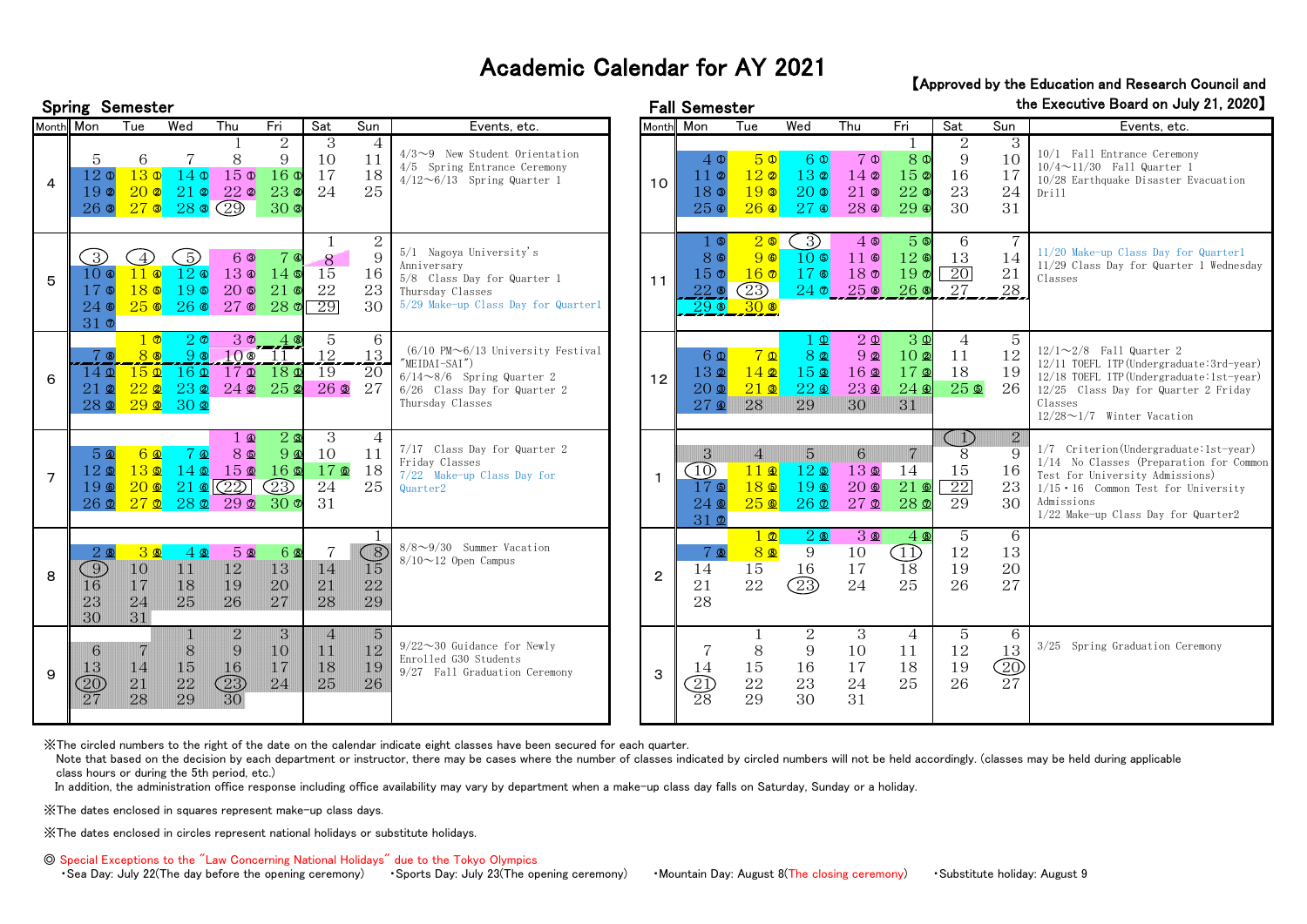# Academic Calendar for AY 2021

【Approved by the Education and Research Council and the Executive Board on July 21, 2020】

## Spring Semester

| Month | Mon | Tue | Wed | Thu | Fri | Sat | Sun | Events, etc. |
|---|---|---|---|---|---|---|---|---|
| 4 | | | | 1 | 2 | 3 | 4 | 4/3～9 New Student Orientation<br>4/5 Spring Entrance Ceremony<br>4/12～6/13 Spring Quarter 1 |
| | 5 | 6 | 7 | 8 | 9 | 10 | 11 | |
| | 12 ① | 13 ① | 14 ① | 15 ① | 16 ① | 17 | 18 | |
| | 19 ② | 20 ② | 21 ② | 22 ② | 23 ② | 24 | 25 | |
| | 26 ③ | 27 ③ | 28 ③ | (29) | 30 ③ | | | |
| 5 | | | | | | 1 | 2 | 5/1 Nagoya University's Anniversary<br>5/8 Class Day for Quarter 1 Thursday Classes<br>5/29 Make-up Class Day for Quarter1 |
| | (3) | (4) | (5) | 6 ③ | 7 ④ | 8 | 9 | |
| | 10 ④ | 11 ④ | 12 ④ | 13 ④ | 14 ⑤ | 15 | 16 | |
| | 17 ⑤ | 18 ⑤ | 19 ⑤ | 20 ⑤ | 21 ⑥ | 22 | 23 | |
| | 24 ⑥ | 25 ⑥ | 26 ⑥ | 27 ⑥ | 28 ⑦ | [29] | 30 | |
| | 31 ⑦ | | | | | | | |
| 6 | | 1 ⑦ | 2 ⑦ | 3 ⑦ | 4 ⑧ | 5 | 6 | (6/10 PM～6/13 University Festival "MEIDAI-SAI")<br>6/14～8/6 Spring Quarter 2<br>6/26 Class Day for Quarter 2 Thursday Classes |
| | 7 ⑧ | 8 ⑧ | 9 ⑧ | 10 ⑧ | 11 | 12 | 13 | |
| | 14 ① | 15 ① | 16 ① | 17 ① | 18 ① | 19 | 20 | |
| | 21 ② | 22 ② | 23 ② | 24 ② | 25 ② | 26 ② | 27 | |
| | 28 ③ | 29 ③ | 30 ③ | | | | | |
| 7 | | | | 1 ③ | 2 ③ | 3 | 4 | 7/17 Class Day for Quarter 2 Friday Classes<br>7/22 Make-up Class Day for Quarter2 |
| | 5 ④ | 6 ④ | 7 ④ | 8 ④ | 9 ④ | 10 | 11 | |
| | 12 ⑤ | 13 ⑤ | 14 ⑤ | 15 ⑤ | 16 ⑤ | 17 ⑥ | 18 | |
| | 19 ⑥ | 20 ⑥ | 21 ⑥ | ([22]) | (23) | 24 | 25 | |
| | 26 ⑦ | 27 ⑦ | 28 ⑦ | 29 ⑦ | 30 ⑦ | 31 | | |
| 8 | | | | | | | 1 | 8/8～9/30 Summer Vacation<br>8/10～12 Open Campus |
| | 2 ⑧ | 3 ⑧ | 4 ⑧ | 5 ⑧ | 6 ⑧ | 7 | (8) | |
| | (9) | 10 | 11 | 12 | 13 | 14 | 15 | |
| | 16 | 17 | 18 | 19 | 20 | 21 | 22 | |
| | 23 | 24 | 25 | 26 | 27 | 28 | 29 | |
| | 30 | 31 | | | | | | |
| 9 | | | 1 | 2 | 3 | 4 | 5 | 9/22～30 Guidance for Newly Enrolled G30 Students<br>9/27 Fall Graduation Ceremony |
| | 6 | 7 | 8 | 9 | 10 | 11 | 12 | |
| | 13 | 14 | 15 | 16 | 17 | 18 | 19 | |
| | (20) | 21 | 22 | (23) | 24 | 25 | 26 | |
| | 27 | 28 | 29 | 30 | | | | |

## Fall Semester

| Month | Mon | Tue | Wed | Thu | Fri | Sat | Sun | Events, etc. |
|---|---|---|---|---|---|---|---|---|
| 10 | | | | | 1 | 2 | 3 | 10/1 Fall Entrance Ceremony<br>10/4～11/30 Fall Quarter 1<br>10/28 Earthquake Disaster Evacuation Drill |
| | 4 ① | 5 ① | 6 ① | 7 ① | 8 ① | 9 | 10 | |
| | 11 ② | 12 ② | 13 ② | 14 ② | 15 ② | 16 | 17 | |
| | 18 ③ | 19 ③ | 20 ③ | 21 ③ | 22 ③ | 23 | 24 | |
| | 25 ④ | 26 ④ | 27 ④ | 28 ④ | 29 ④ | 30 | 31 | |
| 11 | 1 ⑤ | 2 ⑤ | (3) | 4 ⑤ | 5 ⑤ | 6 | 7 | 11/20 Make-up Class Day for Quarter1<br>11/29 Class Day for Quarter 1 Wednesday Classes |
| | 8 ⑥ | 9 ⑥ | 10 ⑤ | 11 ⑥ | 12 ⑥ | 13 | 14 | |
| | 15 ⑦ | 16 ⑦ | 17 ⑥ | 18 ⑦ | 19 ⑦ | [20] | 21 | |
| | 22 ⑧ | (23) | 24 ⑦ | 25 ⑧ | 26 ⑧ | 27 | 28 | |
| | 29 ⑧ | 30 ⑧ | | | | | | |
| 12 | | | 1 ① | 2 ① | 3 ① | 4 | 5 | 12/1～2/8 Fall Quarter 2<br>12/11 TOEFL ITP(Undergraduate:3rd-year)<br>12/18 TOEFL ITP(Undergraduate:1st-year)<br>12/25 Class Day for Quarter 2 Friday Classes<br>12/28～1/7 Winter Vacation |
| | 6 ① | 7 ① | 8 ② | 9 ② | 10 ② | 11 | 12 | |
| | 13 ② | 14 ② | 15 ③ | 16 ③ | 17 ③ | 18 | 19 | |
| | 20 ③ | 21 ③ | 22 ④ | 23 ④ | 24 ④ | 25 ⑤ | 26 | |
| | 27 ④ | 28 | 29 | 30 | 31 | | | |
| 1 | | | | | | (1) | 2 | 1/7 Criterion(Undergraduate:1st-year)<br>1/14 No Classes (Preparation for Common Test for University Admissions)<br>1/15・16 Common Test for University Admissions<br>1/22 Make-up Class Day for Quarter2 |
| | 3 | 4 | 5 | 6 | 7 | 8 | 9 | |
| | (10) | 11 ④ | 12 ⑤ | 13 ⑤ | 14 | 15 | 16 | |
| | 17 ⑤ | 18 ⑤ | 19 ⑥ | 20 ⑥ | 21 ⑥ | [22] | 23 | |
| | 24 ⑥ | 25 ⑥ | 26 ⑦ | 27 ⑦ | 28 ⑦ | 29 | 30 | |
| | 31 ⑦ | | | | | | | |
| 2 | | 1 ⑦ | 2 ⑧ | 3 ⑧ | 4 ⑧ | 5 | 6 | |
| | 7 ⑧ | 8 ⑧ | 9 | 10 | (11) | 12 | 13 | |
| | 14 | 15 | 16 | 17 | 18 | 19 | 20 | |
| | 21 | 22 | (23) | 24 | 25 | 26 | 27 | |
| | 28 | | | | | | | |
| 3 | | 1 | 2 | 3 | 4 | 5 | 6 | 3/25 Spring Graduation Ceremony |
| | 7 | 8 | 9 | 10 | 11 | 12 | 13 | |
| | 14 | 15 | 16 | 17 | 18 | 19 | (20) | |
| | (21) | 22 | 23 | 24 | 25 | 26 | 27 | |
| | 28 | 29 | 30 | 31 | | | | |

※The circled numbers to the right of the date on the calendar indicate eight classes have been secured for each quarter.
Note that based on the decision by each department or instructor, there may be cases where the number of classes indicated by circled numbers will not be held accordingly. (classes may be held during applicable class hours or during the 5th period, etc.)
In addition, the administration office response including office availability may vary by department when a make-up class day falls on Saturday, Sunday or a holiday.

※The dates enclosed in squares represent make-up class days.

※The dates enclosed in circles represent national holidays or substitute holidays.

◎ Special Exceptions to the "Law Concerning National Holidays" due to the Tokyo Olympics
・Sea Day: July 22(The day before the opening ceremony) ・Sports Day: July 23(The opening ceremony) ・Mountain Day: August 8(The closing ceremony) ・Substitute holiday: August 9